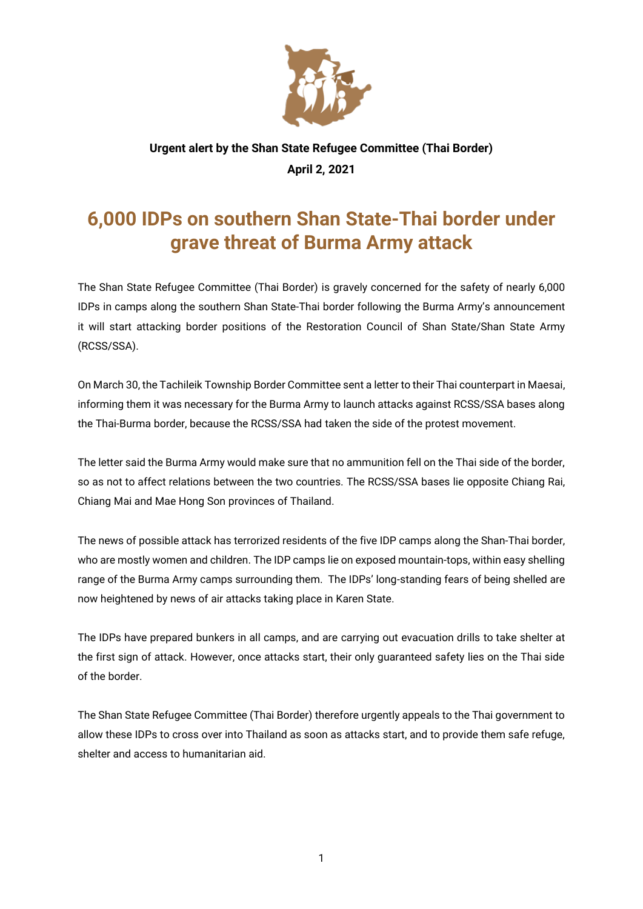**Urgent alert by the Shan State Refugee Committee (Thai Border)**

**April 2, 2021**

# 6,000 IDPs on southern Shan State-Thai border under grave threat of Burma Army attack

The Shan State Refugee Committee (Thai Border) is gravely concerned for the safety of nearly 6,000 IDPs in camps along the southern Shan State-Thai border following the Burma Army's announcement it will start attacking border positions of the Restoration Council of Shan State/Shan State Army (RCSS/SSA).

On March 30, the Tachileik Township Border Committee sent a letter to their Thai counterpart in Maesai, informing them it was necessary for the Burma Army to launch attacks against RCSS/SSA bases along the Thai-Burma border, because the RCSS/SSA had taken the side of the protest movement.

The letter said the Burma Army would make sure that no ammunition fell on the Thai side of the border, so as not to affect relations between the two countries. The RCSS/SSA bases lie opposite Chiang Rai, Chiang Mai and Mae Hong Son provinces of Thailand.

The news of possible attack has terrorized residents of the five IDP camps along the Shan-Thai border, who are mostly women and children. The IDP camps lie on exposed mountain-tops, within easy shelling range of the Burma Army camps surrounding them. The IDPs' long-standing fears of being shelled are now heightened by news of air attacks taking place in Karen State.

The IDPs have prepared bunkers in all camps, and are carrying out evacuation drills to take shelter at the first sign of attack. However, once attacks start, their only guaranteed safety lies on the Thai side of the border.

The Shan State Refugee Committee (Thai Border) therefore urgently appeals to the Thai government to allow these IDPs to cross over into Thailand as soon as attacks start, and to provide them safe refuge, shelter and access to humanitarian aid.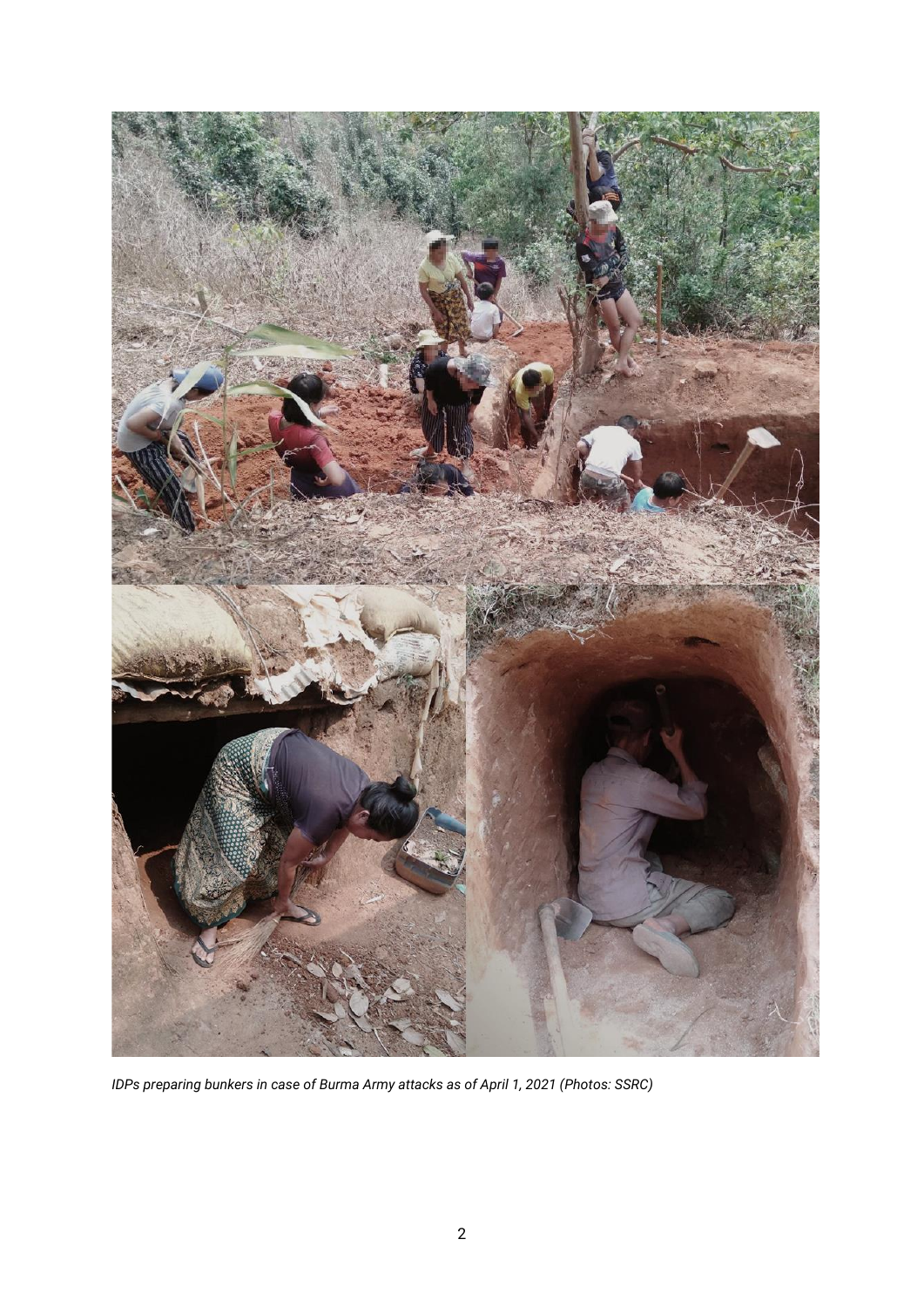*IDPs preparing bunkers in case of Burma Army attacks as of April 1, 2021 (Photos: SSRC)*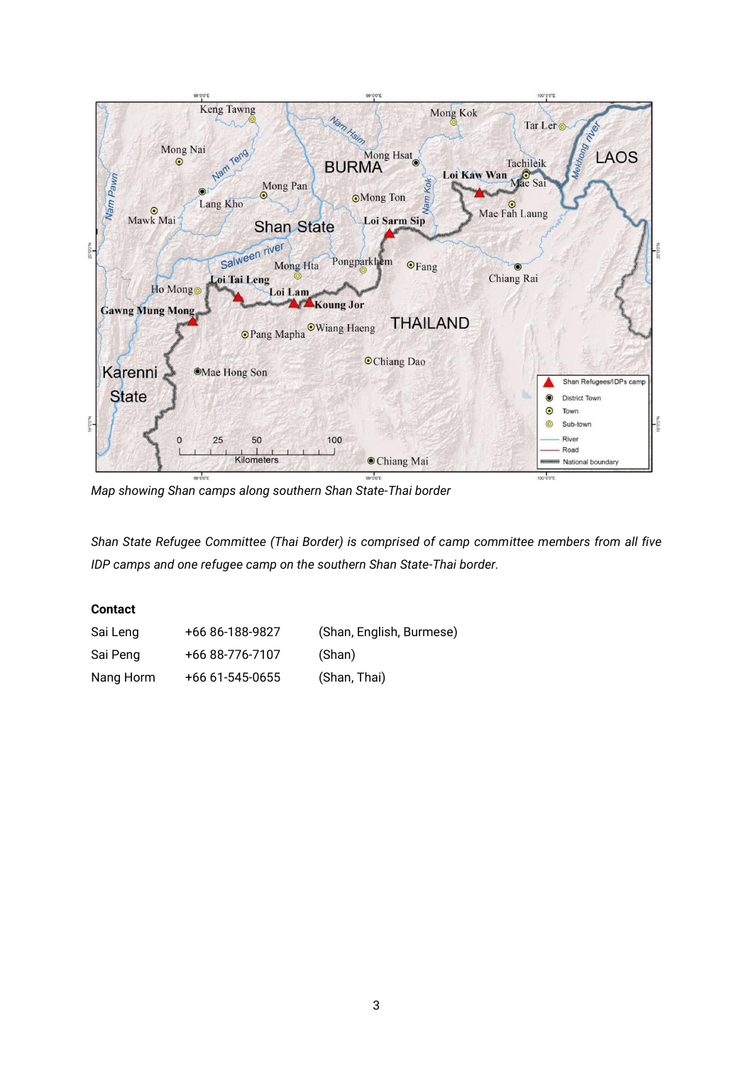*Map showing Shan camps along southern Shan State-Thai border*

*Shan State Refugee Committee (Thai Border) is comprised of camp committee members from all five IDP camps and one refugee camp on the southern Shan State-Thai border.*

**Contact**

| | | |
|---|---|---|
| Sai Leng | +66 86-188-9827 | (Shan, English, Burmese) |
| Sai Peng | +66 88-776-7107 | (Shan) |
| Nang Horm | +66 61-545-0655 | (Shan, Thai) |